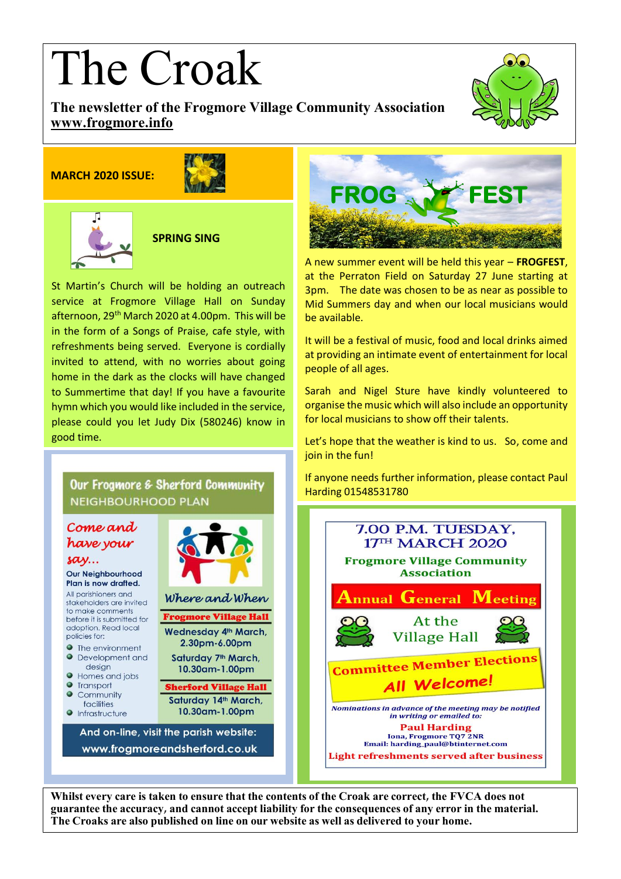# The Croak

**The newsletter of the Frogmore Village Community Association**
**www.frogmore.info**

**MARCH 2020 ISSUE:**

## SPRING SING

St Martin's Church will be holding an outreach service at Frogmore Village Hall on Sunday afternoon, 29th March 2020 at 4.00pm. This will be in the form of a Songs of Praise, cafe style, with refreshments being served. Everyone is cordially invited to attend, with no worries about going home in the dark as the clocks will have changed to Summertime that day! If you have a favourite hymn which you would like included in the service, please could you let Judy Dix (580246) know in good time.

## Our Frogmore & Sherford Community NEIGHBOURHOOD PLAN

*Come and have your say...*

**Our Neighbourhood Plan is now drafted.**

All parishioners and stakeholders are invited to make comments before it is submitted for adoption. Read local policies for:

- The environment
- Development and design
- Homes and jobs
- Transport
- Community facilities
- Infrastructure

*Where and When*

**Frogmore Village Hall**

Wednesday 4th March, 2.30pm-6.00pm

Saturday 7th March, 10.30am-1.00pm

**Sherford Village Hall**

Saturday 14th March, 10.30am-1.00pm

**And on-line, visit the parish website: www.frogmoreandsherford.co.uk**

## FROG FEST

A new summer event will be held this year – **FROGFEST**, at the Perraton Field on Saturday 27 June starting at 3pm. The date was chosen to be as near as possible to Mid Summers day and when our local musicians would be available.

It will be a festival of music, food and local drinks aimed at providing an intimate event of entertainment for local people of all ages.

Sarah and Nigel Sture have kindly volunteered to organise the music which will also include an opportunity for local musicians to show off their talents.

Let's hope that the weather is kind to us. So, come and join in the fun!

If anyone needs further information, please contact Paul Harding 01548531780

## 7.00 P.M. TUESDAY, 17TH MARCH 2020

**Frogmore Village Community Association**

## Annual General Meeting

At the Village Hall

**Committee Member Elections**

**All Welcome!**

*Nominations in advance of the meeting may be notified in writing or emailed to:*

**Paul Harding**
Iona, Frogmore TQ7 2NR
Email: harding_paul@btinternet.com

**Light refreshments served after business**

---

**Whilst every care is taken to ensure that the contents of the Croak are correct, the FVCA does not guarantee the accuracy, and cannot accept liability for the consequences of any error in the material. The Croaks are also published on line on our website as well as delivered to your home.**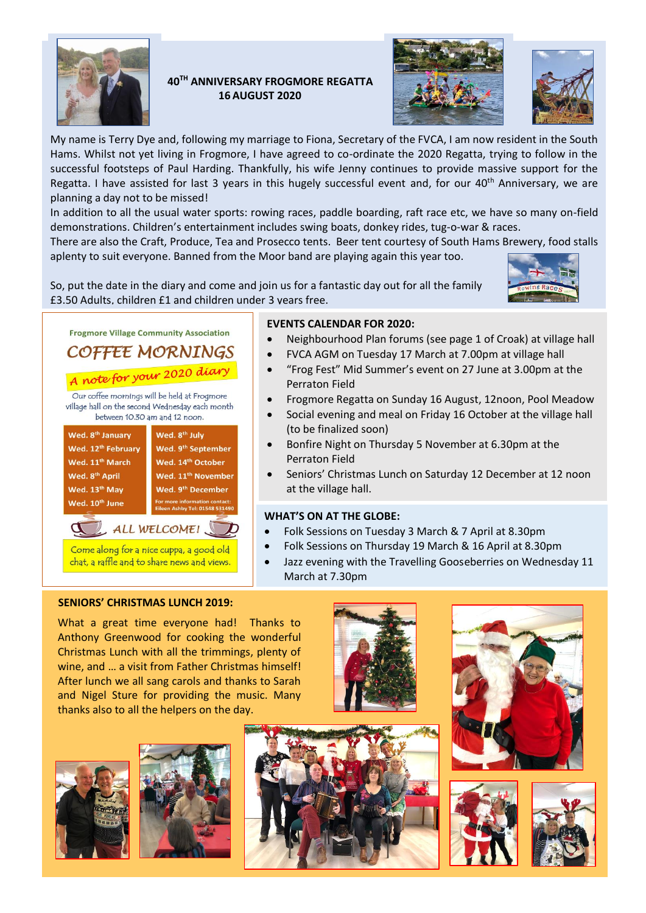## 40[TH] ANNIVERSARY FROGMORE REGATTA 16 AUGUST 2020

My name is Terry Dye and, following my marriage to Fiona, Secretary of the FVCA, I am now resident in the South Hams. Whilst not yet living in Frogmore, I have agreed to co-ordinate the 2020 Regatta, trying to follow in the successful footsteps of Paul Harding. Thankfully, his wife Jenny continues to provide massive support for the Regatta. I have assisted for last 3 years in this hugely successful event and, for our 40[th] Anniversary, we are planning a day not to be missed!

In addition to all the usual water sports: rowing races, paddle boarding, raft race etc, we have so many on-field demonstrations. Children's entertainment includes swing boats, donkey rides, tug-o-war & races.

There are also the Craft, Produce, Tea and Prosecco tents. Beer tent courtesy of South Hams Brewery, food stalls aplenty to suit everyone. Banned from the Moor band are playing again this year too.

So, put the date in the diary and come and join us for a fantastic day out for all the family £3.50 Adults, children £1 and children under 3 years free.

Rowing Races

**Frogmore Village Community Association**

## COFFEE MORNINGS

*A note for your 2020 diary*

Our coffee mornings will be held at Frogmore village hall on the second Wednesday each month between 10.30 am and 12 noon.

| | |
|---|---|
| Wed. 8[th] January | Wed. 8[th] July |
| Wed. 12[th] February | Wed. 9[th] September |
| Wed. 11[th] March | Wed. 14[th] October |
| Wed. 8[th] April | Wed. 11[th] November |
| Wed. 13[th] May | Wed. 9[th] December |
| Wed. 10[th] June | For more information contact: Eileen Ashby Tel: 01548 531490 |

ALL WELCOME!

Come along for a nice cuppa, a good old chat, a raffle and to share news and views.

## EVENTS CALENDAR FOR 2020:

- Neighbourhood Plan forums (see page 1 of Croak) at village hall
- FVCA AGM on Tuesday 17 March at 7.00pm at village hall
- "Frog Fest" Mid Summer's event on 27 June at 3.00pm at the Perraton Field
- Frogmore Regatta on Sunday 16 August, 12noon, Pool Meadow
- Social evening and meal on Friday 16 October at the village hall (to be finalized soon)
- Bonfire Night on Thursday 5 November at 6.30pm at the Perraton Field
- Seniors' Christmas Lunch on Saturday 12 December at 12 noon at the village hall.

## WHAT'S ON AT THE GLOBE:

- Folk Sessions on Tuesday 3 March & 7 April at 8.30pm
- Folk Sessions on Thursday 19 March & 16 April at 8.30pm
- Jazz evening with the Travelling Gooseberries on Wednesday 11 March at 7.30pm

## SENIORS' CHRISTMAS LUNCH 2019:

What a great time everyone had! Thanks to Anthony Greenwood for cooking the wonderful Christmas Lunch with all the trimmings, plenty of wine, and … a visit from Father Christmas himself! After lunch we all sang carols and thanks to Sarah and Nigel Sture for providing the music. Many thanks also to all the helpers on the day.